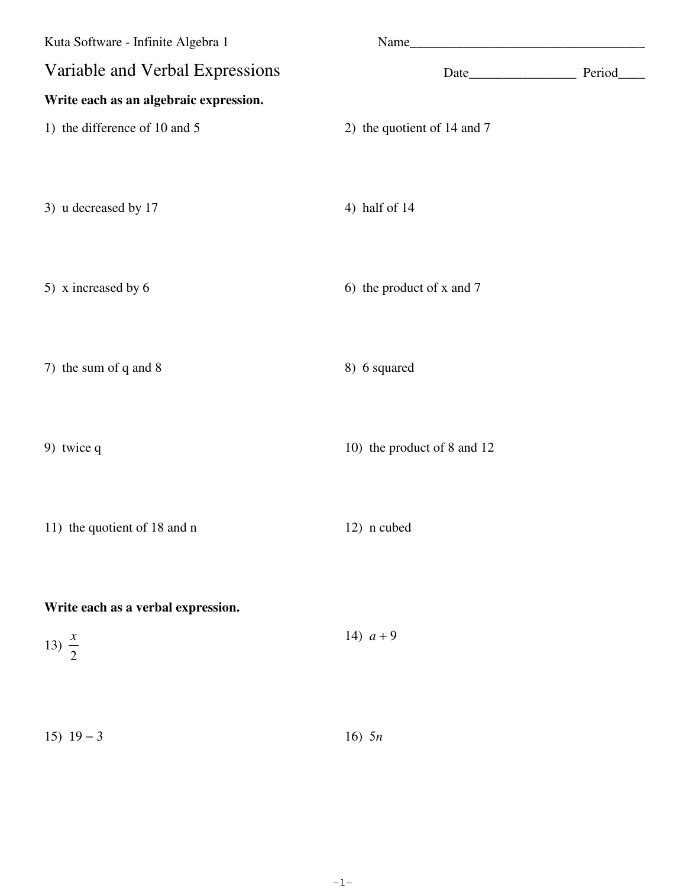Kuta Software - Infinite Algebra 1

Name____________________________________

# Variable and Verbal Expressions

Date________________ Period____

**Write each as an algebraic expression.**

1) the difference of 10 and 5

2) the quotient of 14 and 7

3) u decreased by 17

4) half of 14

5) x increased by 6

6) the product of x and 7

7) the sum of q and 8

8) 6 squared

9) twice q

10) the product of 8 and 12

11) the quotient of 18 and n

12) n cubed

**Write each as a verbal expression.**

13) $\frac{x}{2}$

14) $a + 9$

15) $19 - 3$

16) $5n$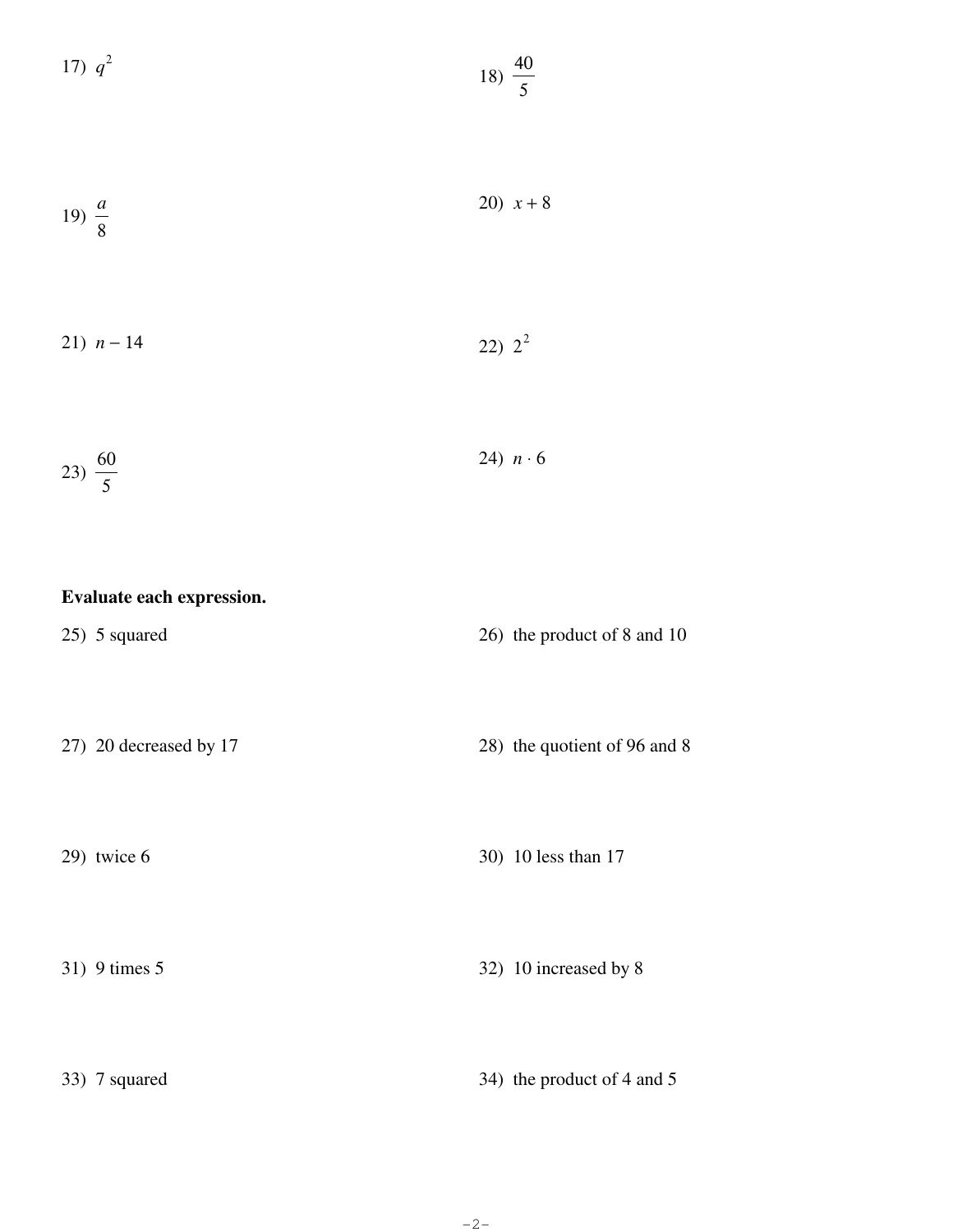17) $q^2$

18) $\frac{40}{5}$

19) $\frac{a}{8}$

20) $x + 8$

21) $n - 14$

22) $2^2$

23) $\frac{60}{5}$

24) $n \cdot 6$

**Evaluate each expression.**

25) 5 squared

26) the product of 8 and 10

27) 20 decreased by 17

28) the quotient of 96 and 8

29) twice 6

30) 10 less than 17

31) 9 times 5

32) 10 increased by 8

33) 7 squared

34) the product of 4 and 5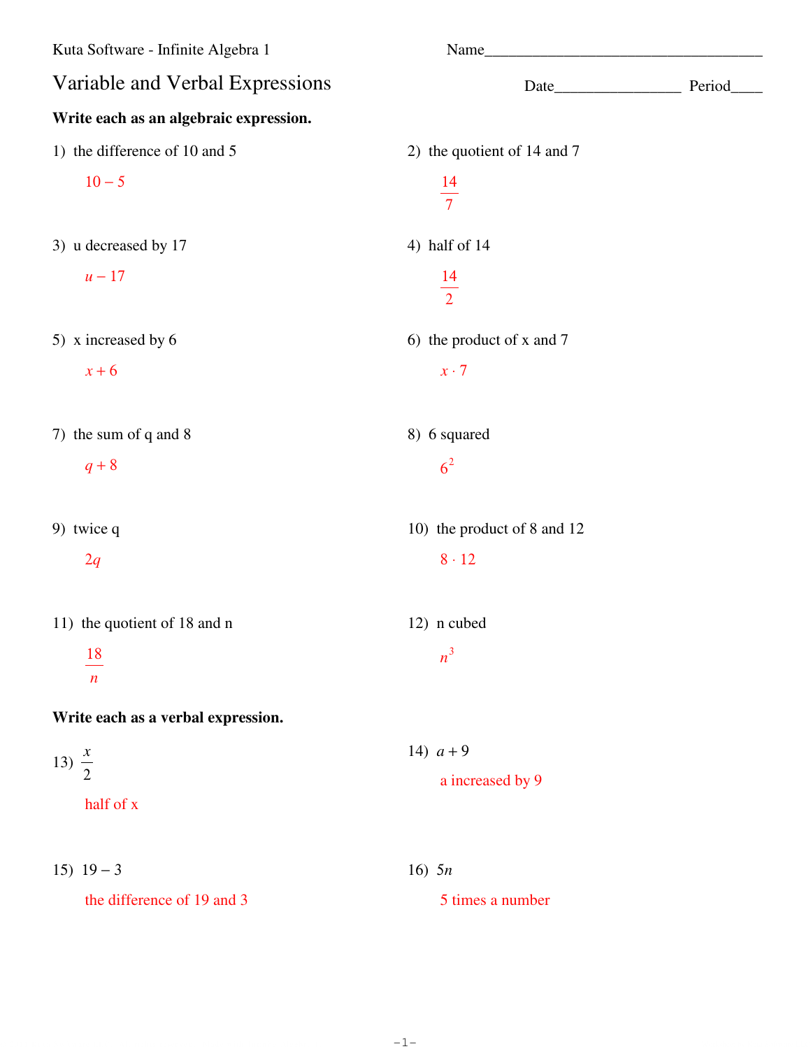Kuta Software - Infinite Algebra 1

Name___________________________________

# Variable and Verbal Expressions

Date________________ Period____

**Write each as an algebraic expression.**

1) the difference of 10 and 5

$10 - 5$

2) the quotient of 14 and 7

$\frac{14}{7}$

3) u decreased by 17

$u - 17$

4) half of 14

$\frac{14}{2}$

5) x increased by 6

$x + 6$

6) the product of x and 7

$x \cdot 7$

7) the sum of q and 8

$q + 8$

8) 6 squared

$6^2$

9) twice q

$2q$

10) the product of 8 and 12

$8 \cdot 12$

11) the quotient of 18 and n

$\frac{18}{n}$

12) n cubed

$n^3$

**Write each as a verbal expression.**

13) $\frac{x}{2}$

half of x

14) $a + 9$

a increased by 9

15) $19 - 3$

the difference of 19 and 3

16) $5n$

5 times a number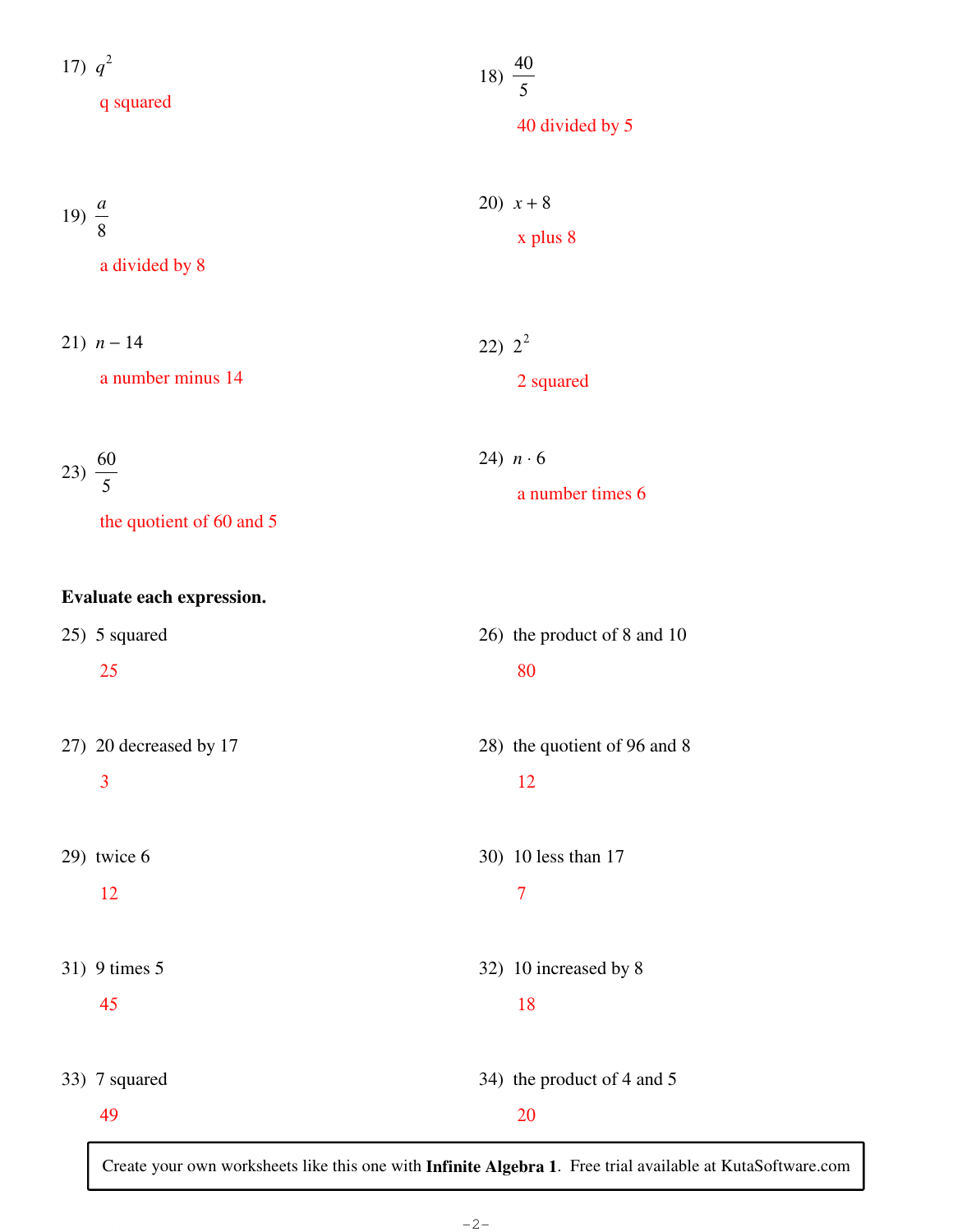17) $q^2$

q squared

18) $\frac{40}{5}$

40 divided by 5

19) $\frac{a}{8}$

a divided by 8

20) $x + 8$

x plus 8

21) $n - 14$

a number minus 14

22) $2^2$

2 squared

23) $\frac{60}{5}$

the quotient of 60 and 5

24) $n \cdot 6$

a number times 6

**Evaluate each expression.**

25) 5 squared

25

26) the product of 8 and 10

80

27) 20 decreased by 17

3

28) the quotient of 96 and 8

12

29) twice 6

12

30) 10 less than 17

7

31) 9 times 5

45

32) 10 increased by 8

18

33) 7 squared

49

34) the product of 4 and 5

20

Create your own worksheets like this one with **Infinite Algebra 1**. Free trial available at KutaSoftware.com